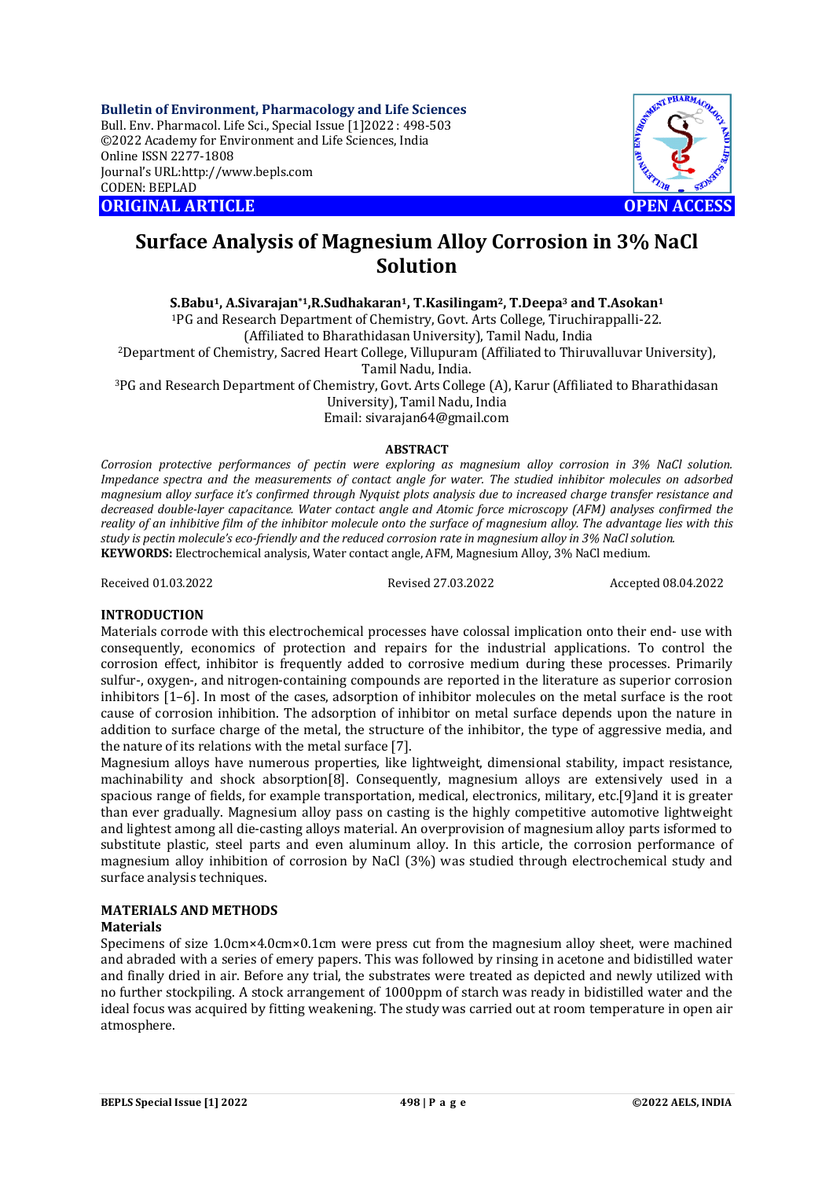**Bulletin of Environment, Pharmacology and Life Sciences**
Bull. Env. Pharmacol. Life Sci., Special Issue [1]2022 : 498-503
©2022 Academy for Environment and Life Sciences, India
Online ISSN 2277-1808
Journal's URL:http://www.bepls.com
CODEN: BEPLAD

**ORIGINAL ARTICLE** **OPEN ACCESS**

# Surface Analysis of Magnesium Alloy Corrosion in 3% NaCl Solution

**S.Babu[1], A.Sivarajan*[1],R.Sudhakaran[1], T.Kasilingam[2], T.Deepa[3] and T.Asokan[1]**

[1]PG and Research Department of Chemistry, Govt. Arts College, Tiruchirappalli-22. (Affiliated to Bharathidasan University), Tamil Nadu, India

[2]Department of Chemistry, Sacred Heart College, Villupuram (Affiliated to Thiruvalluvar University), Tamil Nadu, India.

[3]PG and Research Department of Chemistry, Govt. Arts College (A), Karur (Affiliated to Bharathidasan University), Tamil Nadu, India

Email: sivarajan64@gmail.com

## ABSTRACT

*Corrosion protective performances of pectin were exploring as magnesium alloy corrosion in 3% NaCl solution. Impedance spectra and the measurements of contact angle for water. The studied inhibitor molecules on adsorbed magnesium alloy surface it's confirmed through Nyquist plots analysis due to increased charge transfer resistance and decreased double-layer capacitance. Water contact angle and Atomic force microscopy (AFM) analyses confirmed the reality of an inhibitive film of the inhibitor molecule onto the surface of magnesium alloy. The advantage lies with this study is pectin molecule's eco-friendly and the reduced corrosion rate in magnesium alloy in 3% NaCl solution.*

**KEYWORDS:** Electrochemical analysis, Water contact angle, AFM, Magnesium Alloy, 3% NaCl medium.

Received 01.03.2022 Revised 27.03.2022 Accepted 08.04.2022

## INTRODUCTION

Materials corrode with this electrochemical processes have colossal implication onto their end- use with consequently, economics of protection and repairs for the industrial applications. To control the corrosion effect, inhibitor is frequently added to corrosive medium during these processes. Primarily sulfur-, oxygen-, and nitrogen-containing compounds are reported in the literature as superior corrosion inhibitors [1–6]. In most of the cases, adsorption of inhibitor molecules on the metal surface is the root cause of corrosion inhibition. The adsorption of inhibitor on metal surface depends upon the nature in addition to surface charge of the metal, the structure of the inhibitor, the type of aggressive media, and the nature of its relations with the metal surface [7].

Magnesium alloys have numerous properties, like lightweight, dimensional stability, impact resistance, machinability and shock absorption[8]. Consequently, magnesium alloys are extensively used in a spacious range of fields, for example transportation, medical, electronics, military, etc.[9]and it is greater than ever gradually. Magnesium alloy pass on casting is the highly competitive automotive lightweight and lightest among all die-casting alloys material. An overprovision of magnesium alloy parts isformed to substitute plastic, steel parts and even aluminum alloy. In this article, the corrosion performance of magnesium alloy inhibition of corrosion by NaCl (3%) was studied through electrochemical study and surface analysis techniques.

## MATERIALS AND METHODS

### Materials

Specimens of size 1.0cm×4.0cm×0.1cm were press cut from the magnesium alloy sheet, were machined and abraded with a series of emery papers. This was followed by rinsing in acetone and bidistilled water and finally dried in air. Before any trial, the substrates were treated as depicted and newly utilized with no further stockpiling. A stock arrangement of 1000ppm of starch was ready in bidistilled water and the ideal focus was acquired by fitting weakening. The study was carried out at room temperature in open air atmosphere.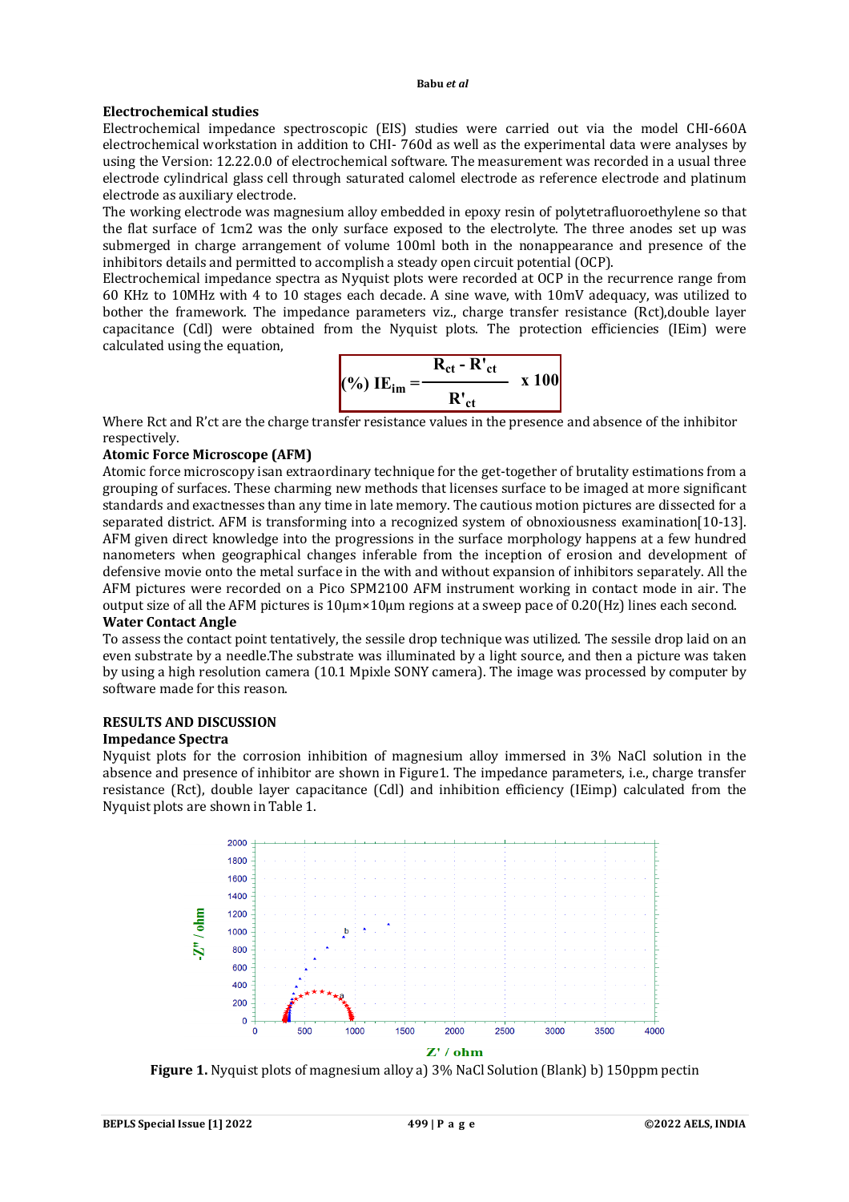### Electrochemical studies

Electrochemical impedance spectroscopic (EIS) studies were carried out via the model CHI-660A electrochemical workstation in addition to CHI- 760d as well as the experimental data were analyses by using the Version: 12.22.0.0 of electrochemical software. The measurement was recorded in a usual three electrode cylindrical glass cell through saturated calomel electrode as reference electrode and platinum electrode as auxiliary electrode.

The working electrode was magnesium alloy embedded in epoxy resin of polytetrafluoroethylene so that the flat surface of 1cm2 was the only surface exposed to the electrolyte. The three anodes set up was submerged in charge arrangement of volume 100ml both in the nonappearance and presence of the inhibitors details and permitted to accomplish a steady open circuit potential (OCP).

Electrochemical impedance spectra as Nyquist plots were recorded at OCP in the recurrence range from 60 KHz to 10MHz with 4 to 10 stages each decade. A sine wave, with 10mV adequacy, was utilized to bother the framework. The impedance parameters viz., charge transfer resistance (Rct),double layer capacitance (Cdl) were obtained from the Nyquist plots. The protection efficiencies (IEim) were calculated using the equation,

$$(\%)\ IE_{im} = \frac{R_{ct} - R'_{ct}}{R'_{ct}} \times 100$$

Where Rct and R'ct are the charge transfer resistance values in the presence and absence of the inhibitor respectively.

### Atomic Force Microscope (AFM)

Atomic force microscopy isan extraordinary technique for the get-together of brutality estimations from a grouping of surfaces. These charming new methods that licenses surface to be imaged at more significant standards and exactnesses than any time in late memory. The cautious motion pictures are dissected for a separated district. AFM is transforming into a recognized system of obnoxiousness examination[10-13]. AFM given direct knowledge into the progressions in the surface morphology happens at a few hundred nanometers when geographical changes inferable from the inception of erosion and development of defensive movie onto the metal surface in the with and without expansion of inhibitors separately. All the AFM pictures were recorded on a Pico SPM2100 AFM instrument working in contact mode in air. The output size of all the AFM pictures is 10μm×10μm regions at a sweep pace of 0.20(Hz) lines each second.

### Water Contact Angle

To assess the contact point tentatively, the sessile drop technique was utilized. The sessile drop laid on an even substrate by a needle.The substrate was illuminated by a light source, and then a picture was taken by using a high resolution camera (10.1 Mpixle SONY camera). The image was processed by computer by software made for this reason.

## RESULTS AND DISCUSSION

### Impedance Spectra

Nyquist plots for the corrosion inhibition of magnesium alloy immersed in 3% NaCl solution in the absence and presence of inhibitor are shown in Figure1. The impedance parameters, i.e., charge transfer resistance (Rct), double layer capacitance (Cdl) and inhibition efficiency (IEimp) calculated from the Nyquist plots are shown in Table 1.

**Figure 1.** Nyquist plots of magnesium alloy a) 3% NaCl Solution (Blank) b) 150ppm pectin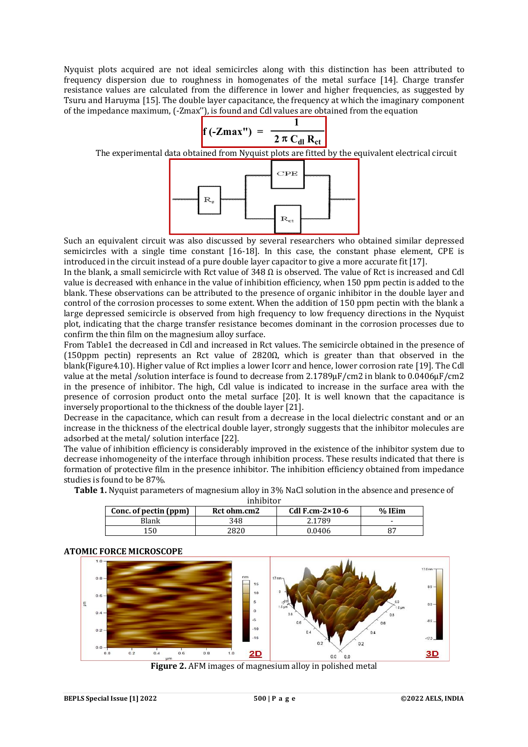Nyquist plots acquired are not ideal semicircles along with this distinction has been attributed to frequency dispersion due to roughness in homogenates of the metal surface [14]. Charge transfer resistance values are calculated from the difference in lower and higher frequencies, as suggested by Tsuru and Haruyma [15]. The double layer capacitance, the frequency at which the imaginary component of the impedance maximum, (-Zmax''), is found and Cdl values are obtained from the equation

$$f(-Z_{max}'') = \frac{1}{2\pi C_{dl} R_{ct}}$$

The experimental data obtained from Nyquist plots are fitted by the equivalent electrical circuit

Such an equivalent circuit was also discussed by several researchers who obtained similar depressed semicircles with a single time constant [16-18]. In this case, the constant phase element, CPE is introduced in the circuit instead of a pure double layer capacitor to give a more accurate fit [17].

In the blank, a small semicircle with Rct value of 348 Ω is observed. The value of Rct is increased and Cdl value is decreased with enhance in the value of inhibition efficiency, when 150 ppm pectin is added to the blank. These observations can be attributed to the presence of organic inhibitor in the double layer and control of the corrosion processes to some extent. When the addition of 150 ppm pectin with the blank a large depressed semicircle is observed from high frequency to low frequency directions in the Nyquist plot, indicating that the charge transfer resistance becomes dominant in the corrosion processes due to confirm the thin film on the magnesium alloy surface.

From Table1 the decreased in Cdl and increased in Rct values. The semicircle obtained in the presence of (150ppm pectin) represents an Rct value of 2820Ω, which is greater than that observed in the blank(Figure4.10). Higher value of Rct implies a lower Icorr and hence, lower corrosion rate [19]. The Cdl value at the metal /solution interface is found to decrease from 2.1789μF/cm2 in blank to 0.0406μF/cm2 in the presence of inhibitor. The high, Cdl value is indicated to increase in the surface area with the presence of corrosion product onto the metal surface [20]. It is well known that the capacitance is inversely proportional to the thickness of the double layer [21].

Decrease in the capacitance, which can result from a decrease in the local dielectric constant and or an increase in the thickness of the electrical double layer, strongly suggests that the inhibitor molecules are adsorbed at the metal/ solution interface [22].

The value of inhibition efficiency is considerably improved in the existence of the inhibitor system due to decrease inhomogeneity of the interface through inhibition process. These results indicated that there is formation of protective film in the presence inhibitor. The inhibition efficiency obtained from impedance studies is found to be 87%.

**Table 1.** Nyquist parameters of magnesium alloy in 3% NaCl solution in the absence and presence of inhibitor

| Conc. of pectin (ppm) | Rct ohm.cm2 | Cdl F.cm-2×10-6 | % IEim |
|---|---|---|---|
| Blank | 348 | 2.1789 | - |
| 150 | 2820 | 0.0406 | 87 |

## ATOMIC FORCE MICROSCOPE

**Figure 2.** AFM images of magnesium alloy in polished metal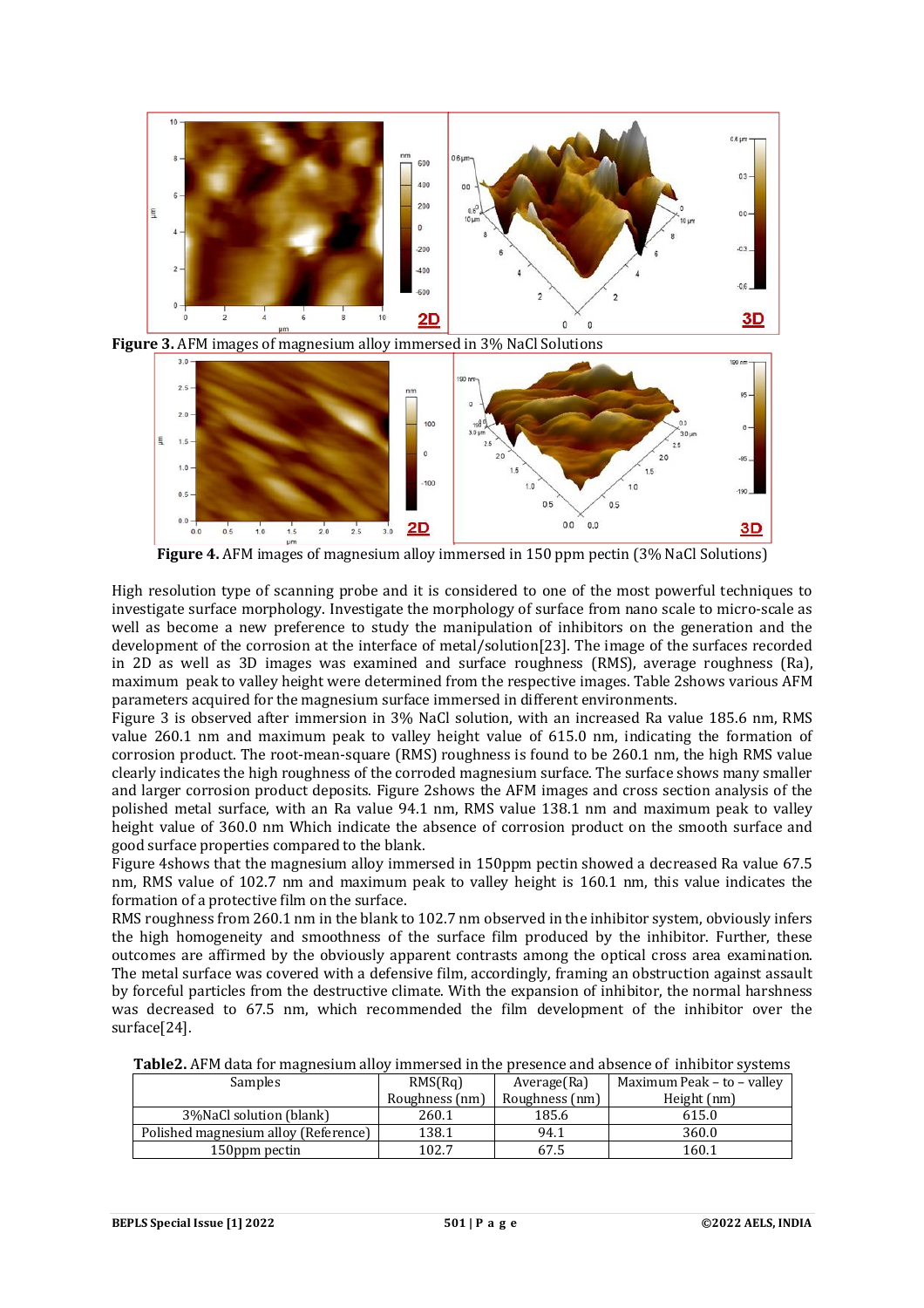**Figure 3.** AFM images of magnesium alloy immersed in 3% NaCl Solutions

**Figure 4.** AFM images of magnesium alloy immersed in 150 ppm pectin (3% NaCl Solutions)

High resolution type of scanning probe and it is considered to one of the most powerful techniques to investigate surface morphology. Investigate the morphology of surface from nano scale to micro-scale as well as become a new preference to study the manipulation of inhibitors on the generation and the development of the corrosion at the interface of metal/solution[23]. The image of the surfaces recorded in 2D as well as 3D images was examined and surface roughness (RMS), average roughness (Ra), maximum peak to valley height were determined from the respective images. Table 2shows various AFM parameters acquired for the magnesium surface immersed in different environments.

Figure 3 is observed after immersion in 3% NaCl solution, with an increased Ra value 185.6 nm, RMS value 260.1 nm and maximum peak to valley height value of 615.0 nm, indicating the formation of corrosion product. The root-mean-square (RMS) roughness is found to be 260.1 nm, the high RMS value clearly indicates the high roughness of the corroded magnesium surface. The surface shows many smaller and larger corrosion product deposits. Figure 2shows the AFM images and cross section analysis of the polished metal surface, with an Ra value 94.1 nm, RMS value 138.1 nm and maximum peak to valley height value of 360.0 nm Which indicate the absence of corrosion product on the smooth surface and good surface properties compared to the blank.

Figure 4shows that the magnesium alloy immersed in 150ppm pectin showed a decreased Ra value 67.5 nm, RMS value of 102.7 nm and maximum peak to valley height is 160.1 nm, this value indicates the formation of a protective film on the surface.

RMS roughness from 260.1 nm in the blank to 102.7 nm observed in the inhibitor system, obviously infers the high homogeneity and smoothness of the surface film produced by the inhibitor. Further, these outcomes are affirmed by the obviously apparent contrasts among the optical cross area examination. The metal surface was covered with a defensive film, accordingly, framing an obstruction against assault by forceful particles from the destructive climate. With the expansion of inhibitor, the normal harshness was decreased to 67.5 nm, which recommended the film development of the inhibitor over the surface[24].

**Table2.** AFM data for magnesium alloy immersed in the presence and absence of inhibitor systems

| Samples | RMS(Rq) Roughness (nm) | Average(Ra) Roughness (nm) | Maximum Peak – to – valley Height (nm) |
|---|---|---|---|
| 3%NaCl solution (blank) | 260.1 | 185.6 | 615.0 |
| Polished magnesium alloy (Reference) | 138.1 | 94.1 | 360.0 |
| 150ppm pectin | 102.7 | 67.5 | 160.1 |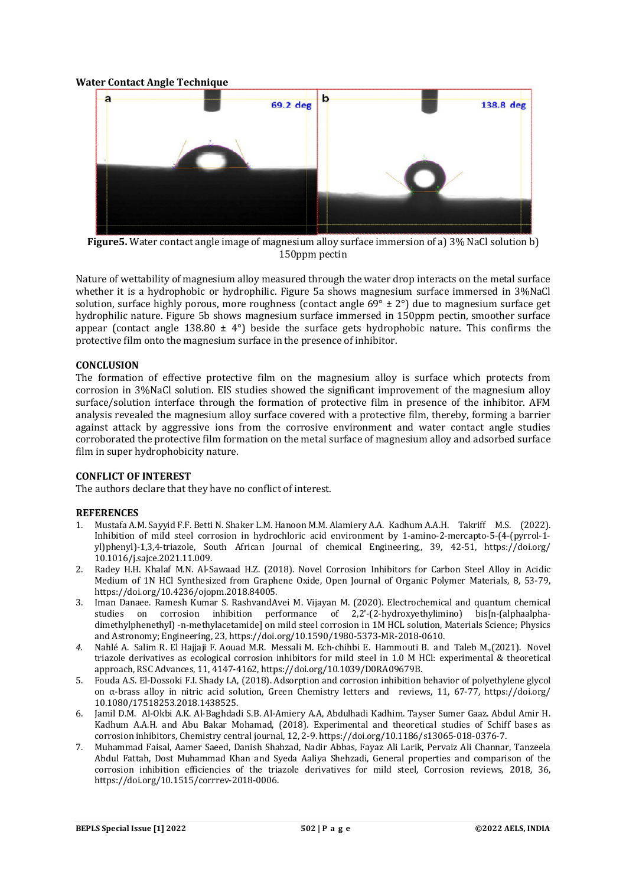**Water Contact Angle Technique**

**Figure5.** Water contact angle image of magnesium alloy surface immersion of a) 3% NaCl solution b) 150ppm pectin

Nature of wettability of magnesium alloy measured through the water drop interacts on the metal surface whether it is a hydrophobic or hydrophilic. Figure 5a shows magnesium surface immersed in 3%NaCl solution, surface highly porous, more roughness (contact angle 69° ± 2°) due to magnesium surface get hydrophilic nature. Figure 5b shows magnesium surface immersed in 150ppm pectin, smoother surface appear (contact angle 138.80 ± 4°) beside the surface gets hydrophobic nature. This confirms the protective film onto the magnesium surface in the presence of inhibitor.

## CONCLUSION

The formation of effective protective film on the magnesium alloy is surface which protects from corrosion in 3%NaCl solution. EIS studies showed the significant improvement of the magnesium alloy surface/solution interface through the formation of protective film in presence of the inhibitor. AFM analysis revealed the magnesium alloy surface covered with a protective film, thereby, forming a barrier against attack by aggressive ions from the corrosive environment and water contact angle studies corroborated the protective film formation on the metal surface of magnesium alloy and adsorbed surface film in super hydrophobicity nature.

## CONFLICT OF INTEREST

The authors declare that they have no conflict of interest.

## REFERENCES

1. Mustafa A.M. Sayyid F.F. Betti N. Shaker L.M. Hanoon M.M. Alamiery A.A. Kadhum A.A.H. Takriff M.S. (2022). Inhibition of mild steel corrosion in hydrochloric acid environment by 1-amino-2-mercapto-5-(4-(pyrrol-1-yl)phenyl)-1,3,4-triazole, South African Journal of chemical Engineering,, 39, 42-51, https://doi.org/10.1016/j.sajce.2021.11.009.
2. Radey H.H. Khalaf M.N. Al-Sawaad H.Z. (2018). Novel Corrosion Inhibitors for Carbon Steel Alloy in Acidic Medium of 1N HCl Synthesized from Graphene Oxide, Open Journal of Organic Polymer Materials, 8, 53-79, https://doi.org/10.4236/ojopm.2018.84005.
3. Iman Danaee. Ramesh Kumar S. RashvandAvei M. Vijayan M. (2020). Electrochemical and quantum chemical studies on corrosion inhibition performance of 2,2'-(2-hydroxyethylimino) bis[n-(alphaalpha-dimethylphenethyl) -n-methylacetamide] on mild steel corrosion in 1M HCL solution, Materials Science; Physics and Astronomy; Engineering, 23, https://doi.org/10.1590/1980-5373-MR-2018-0610.
4. Nahlé A. Salim R. El Hajjaji F. Aouad M.R. Messali M. Ech-chihbi E. Hammouti B. and Taleb M.,(2021). Novel triazole derivatives as ecological corrosion inhibitors for mild steel in 1.0 M HCl: experimental & theoretical approach, RSC Advances, 11, 4147-4162, https://doi.org/10.1039/D0RA09679B.
5. Fouda A.S. El-Dossoki F.I. Shady I.A, (2018). Adsorption and corrosion inhibition behavior of polyethylene glycol on α-brass alloy in nitric acid solution, Green Chemistry letters and reviews, 11, 67-77, https://doi.org/10.1080/17518253.2018.1438525.
6. Jamil D.M. Al-Okbi A.K. Al-Baghdadi S.B. Al-Amiery A.A, Abdulhadi Kadhim. Tayser Sumer Gaaz. Abdul Amir H. Kadhum A.A.H. and Abu Bakar Mohamad, (2018). Experimental and theoretical studies of Schiff bases as corrosion inhibitors, Chemistry central journal, 12, 2-9. https://doi.org/10.1186/s13065-018-0376-7.
7. Muhammad Faisal, Aamer Saeed, Danish Shahzad, Nadir Abbas, Fayaz Ali Larik, Pervaiz Ali Channar, Tanzeela Abdul Fattah, Dost Muhammad Khan and Syeda Aaliya Shehzadi, General properties and comparison of the corrosion inhibition efficiencies of the triazole derivatives for mild steel, Corrosion reviews, 2018, 36, https://doi.org/10.1515/corrrev-2018-0006.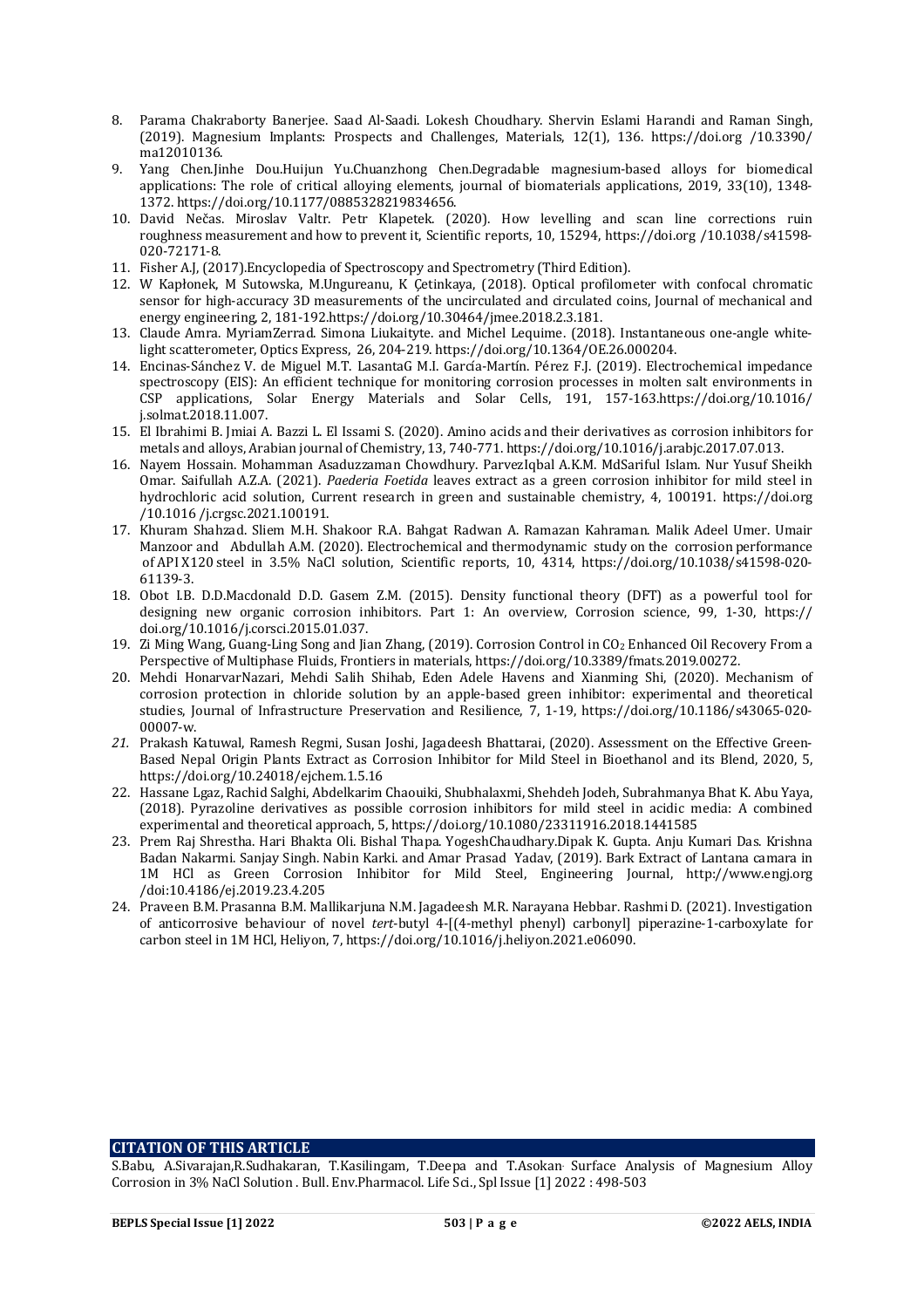8. Parama Chakraborty Banerjee. Saad Al-Saadi. Lokesh Choudhary. Shervin Eslami Harandi and Raman Singh, (2019). Magnesium Implants: Prospects and Challenges, Materials, 12(1), 136. https://doi.org /10.3390/ ma12010136.
9. Yang Chen.Jinhe Dou.Huijun Yu.Chuanzhong Chen.Degradable magnesium-based alloys for biomedical applications: The role of critical alloying elements, journal of biomaterials applications, 2019, 33(10), 1348-1372. https://doi.org/10.1177/0885328219834656.
10. David Nečas. Miroslav Valtr. Petr Klapetek. (2020). How levelling and scan line corrections ruin roughness measurement and how to prevent it, Scientific reports, 10, 15294, https://doi.org /10.1038/s41598-020-72171-8.
11. Fisher A.J, (2017).Encyclopedia of Spectroscopy and Spectrometry (Third Edition).
12. W Kapłonek, M Sutowska, M.Ungureanu, K Çetinkaya, (2018). Optical profilometer with confocal chromatic sensor for high-accuracy 3D measurements of the uncirculated and circulated coins, Journal of mechanical and energy engineering, 2, 181-192.https://doi.org/10.30464/jmee.2018.2.3.181.
13. Claude Amra. MyriamZerrad. Simona Liukaityte. and Michel Lequime. (2018). Instantaneous one-angle white-light scatterometer, Optics Express, 26, 204-219. https://doi.org/10.1364/OE.26.000204.
14. Encinas-Sánchez V. de Miguel M.T. LasantaG M.I. García-Martín. Pérez F.J. (2019). Electrochemical impedance spectroscopy (EIS): An efficient technique for monitoring corrosion processes in molten salt environments in CSP applications, Solar Energy Materials and Solar Cells, 191, 157-163.https://doi.org/10.1016/ j.solmat.2018.11.007.
15. El Ibrahimi B. Jmiai A. Bazzi L. El Issami S. (2020). Amino acids and their derivatives as corrosion inhibitors for metals and alloys, Arabian journal of Chemistry, 13, 740-771. https://doi.org/10.1016/j.arabjc.2017.07.013.
16. Nayem Hossain. Mohamman Asaduzzaman Chowdhury. ParvezIqbal A.K.M. MdSariful Islam. Nur Yusuf Sheikh Omar. Saifullah A.Z.A. (2021). *Paederia Foetida* leaves extract as a green corrosion inhibitor for mild steel in hydrochloric acid solution, Current research in green and sustainable chemistry, 4, 100191. https://doi.org /10.1016 /j.crgsc.2021.100191.
17. Khuram Shahzad. Sliem M.H. Shakoor R.A. Bahgat Radwan A. Ramazan Kahraman. Malik Adeel Umer. Umair Manzoor and Abdullah A.M. (2020). Electrochemical and thermodynamic study on the corrosion performance of API X120 steel in 3.5% NaCl solution, Scientific reports, 10, 4314, https://doi.org/10.1038/s41598-020-61139-3.
18. Obot I.B. D.D.Macdonald D.D. Gasem Z.M. (2015). Density functional theory (DFT) as a powerful tool for designing new organic corrosion inhibitors. Part 1: An overview, Corrosion science, 99, 1-30, https:// doi.org/10.1016/j.corsci.2015.01.037.
19. Zi Ming Wang, Guang-Ling Song and Jian Zhang, (2019). Corrosion Control in $CO_2$ Enhanced Oil Recovery From a Perspective of Multiphase Fluids, Frontiers in materials, https://doi.org/10.3389/fmats.2019.00272.
20. Mehdi HonarvarNazari, Mehdi Salih Shihab, Eden Adele Havens and Xianming Shi, (2020). Mechanism of corrosion protection in chloride solution by an apple-based green inhibitor: experimental and theoretical studies, Journal of Infrastructure Preservation and Resilience, 7, 1-19, https://doi.org/10.1186/s43065-020-00007-w.
21. Prakash Katuwal, Ramesh Regmi, Susan Joshi, Jagadeesh Bhattarai, (2020). Assessment on the Effective Green-Based Nepal Origin Plants Extract as Corrosion Inhibitor for Mild Steel in Bioethanol and its Blend, 2020, 5, https://doi.org/10.24018/ejchem.1.5.16
22. Hassane Lgaz, Rachid Salghi, Abdelkarim Chaouiki, Shubhalaxmi, Shehdeh Jodeh, Subrahmanya Bhat K. Abu Yaya, (2018). Pyrazoline derivatives as possible corrosion inhibitors for mild steel in acidic media: A combined experimental and theoretical approach, 5, https://doi.org/10.1080/23311916.2018.1441585
23. Prem Raj Shrestha. Hari Bhakta Oli. Bishal Thapa. YogeshChaudhary.Dipak K. Gupta. Anju Kumari Das. Krishna Badan Nakarmi. Sanjay Singh. Nabin Karki. and Amar Prasad Yadav, (2019). Bark Extract of Lantana camara in 1M HCl as Green Corrosion Inhibitor for Mild Steel, Engineering Journal, http://www.engj.org /doi:10.4186/ej.2019.23.4.205
24. Praveen B.M. Prasanna B.M. Mallikarjuna N.M. Jagadeesh M.R. Narayana Hebbar. Rashmi D. (2021). Investigation of anticorrosive behaviour of novel *tert*-butyl 4-[(4-methyl phenyl) carbonyl] piperazine-1-carboxylate for carbon steel in 1M HCl, Heliyon, 7, https://doi.org/10.1016/j.heliyon.2021.e06090.

**CITATION OF THIS ARTICLE**

S.Babu, A.Sivarajan,R.Sudhakaran, T.Kasilingam, T.Deepa and T.Asokan. Surface Analysis of Magnesium Alloy Corrosion in 3% NaCl Solution . Bull. Env.Pharmacol. Life Sci., Spl Issue [1] 2022 : 498-503